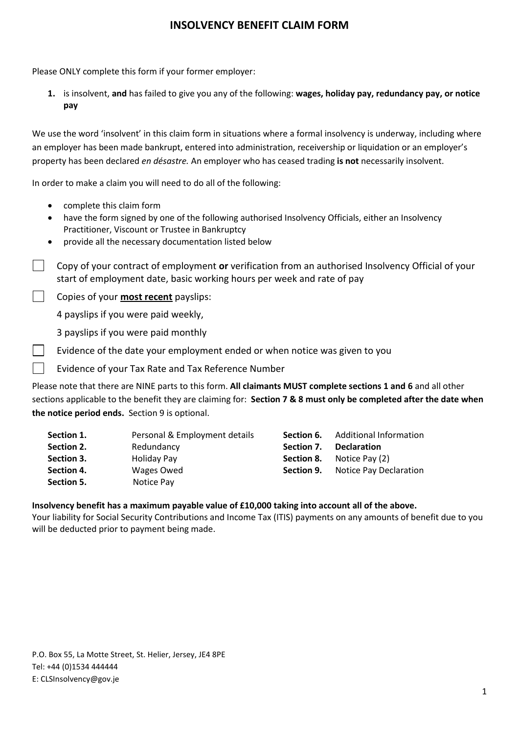# INSOLVENCY BENEFIT CLAIM FORM

Please ONLY complete this form if your former employer:

1. is insolvent, **and** has failed to give you any of the following: **wages, holiday pay, redundancy pay, or notice pay**

We use the word 'insolvent' in this claim form in situations where a formal insolvency is underway, including where an employer has been made bankrupt, entered into administration, receivership or liquidation or an employer's property has been declared *en désastre.* An employer who has ceased trading **is not** necessarily insolvent.

In order to make a claim you will need to do all of the following:

- complete this claim form
- have the form signed by one of the following authorised Insolvency Officials, either an Insolvency Practitioner, Viscount or Trustee in Bankruptcy
- provide all the necessary documentation listed below

- [ ] Copy of your contract of employment **or** verification from an authorised Insolvency Official of your start of employment date, basic working hours per week and rate of pay
- [ ] Copies of your **most recent** payslips:
  4 payslips if you were paid weekly,
  3 payslips if you were paid monthly
- [ ] Evidence of the date your employment ended or when notice was given to you
- [ ] Evidence of your Tax Rate and Tax Reference Number

Please note that there are NINE parts to this form. **All claimants MUST complete sections 1 and 6** and all other sections applicable to the benefit they are claiming for: **Section 7 & 8 must only be completed after the date when the notice period ends.** Section 9 is optional.

| | | | |
|---|---|---|---|
| **Section 1.** | Personal & Employment details | **Section 6.** | Additional Information |
| **Section 2.** | Redundancy | **Section 7.** | **Declaration** |
| **Section 3.** | Holiday Pay | **Section 8.** | Notice Pay (2) |
| **Section 4.** | Wages Owed | **Section 9.** | Notice Pay Declaration |
| **Section 5.** | Notice Pay | | |

**Insolvency benefit has a maximum payable value of £10,000 taking into account all of the above.**
Your liability for Social Security Contributions and Income Tax (ITIS) payments on any amounts of benefit due to you will be deducted prior to payment being made.

P.O. Box 55, La Motte Street, St. Helier, Jersey, JE4 8PE
Tel: +44 (0)1534 444444
E: CLSInsolvency@gov.je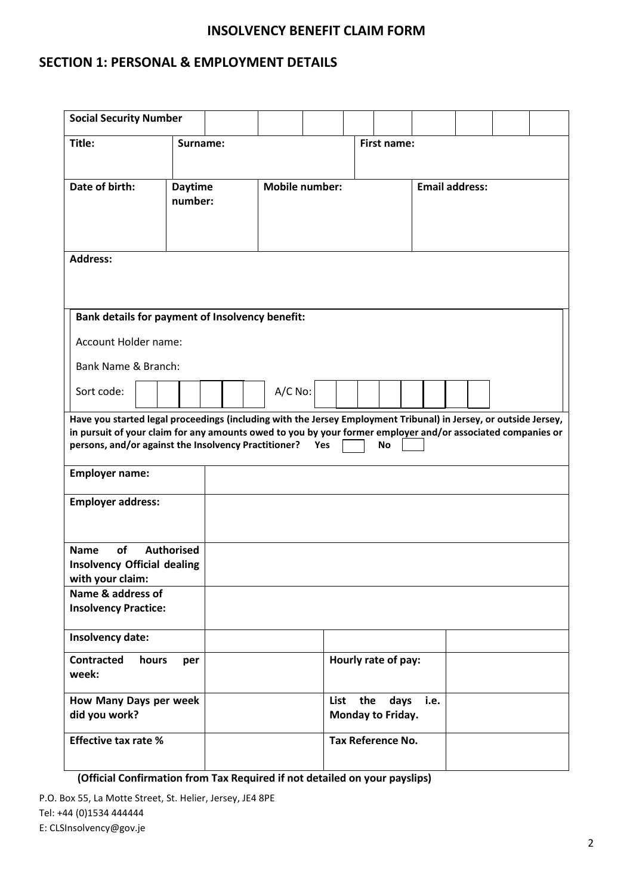# INSOLVENCY BENEFIT CLAIM FORM

## SECTION 1: PERSONAL & EMPLOYMENT DETAILS

| **Social Security Number** | | | | | | | | | |
|---|---|---|---|---|---|---|---|---|---|

| **Title:** | **Surname:** | | **First name:** |
|---|---|---|---|
| **Date of birth:** | **Daytime number:** | **Mobile number:** | **Email address:** |

**Address:**

**Bank details for payment of Insolvency benefit:**

Account Holder name:

Bank Name & Branch:

Sort code: | | | | | | | A/C No: | | | | | | | |

**Have you started legal proceedings (including with the Jersey Employment Tribunal) in Jersey, or outside Jersey, in pursuit of your claim for any amounts owed to you by your former employer and/or associated companies or persons, and/or against the Insolvency Practitioner?** **Yes** ☐ **No** ☐

| **Employer name:** | | | |
|---|---|---|---|
| **Employer address:** | | | |
| **Name of Authorised Insolvency Official dealing with your claim:** | | | |
| **Name & address of Insolvency Practice:** | | | |
| **Insolvency date:** | | | |
| **Contracted hours per week:** | | **Hourly rate of pay:** | |
| **How Many Days per week did you work?** | | **List the days i.e. Monday to Friday.** | |
| **Effective tax rate %** | | **Tax Reference No.** | |

**(Official Confirmation from Tax Required if not detailed on your payslips)**

P.O. Box 55, La Motte Street, St. Helier, Jersey, JE4 8PE
Tel: +44 (0)1534 444444
E: CLSInsolvency@gov.je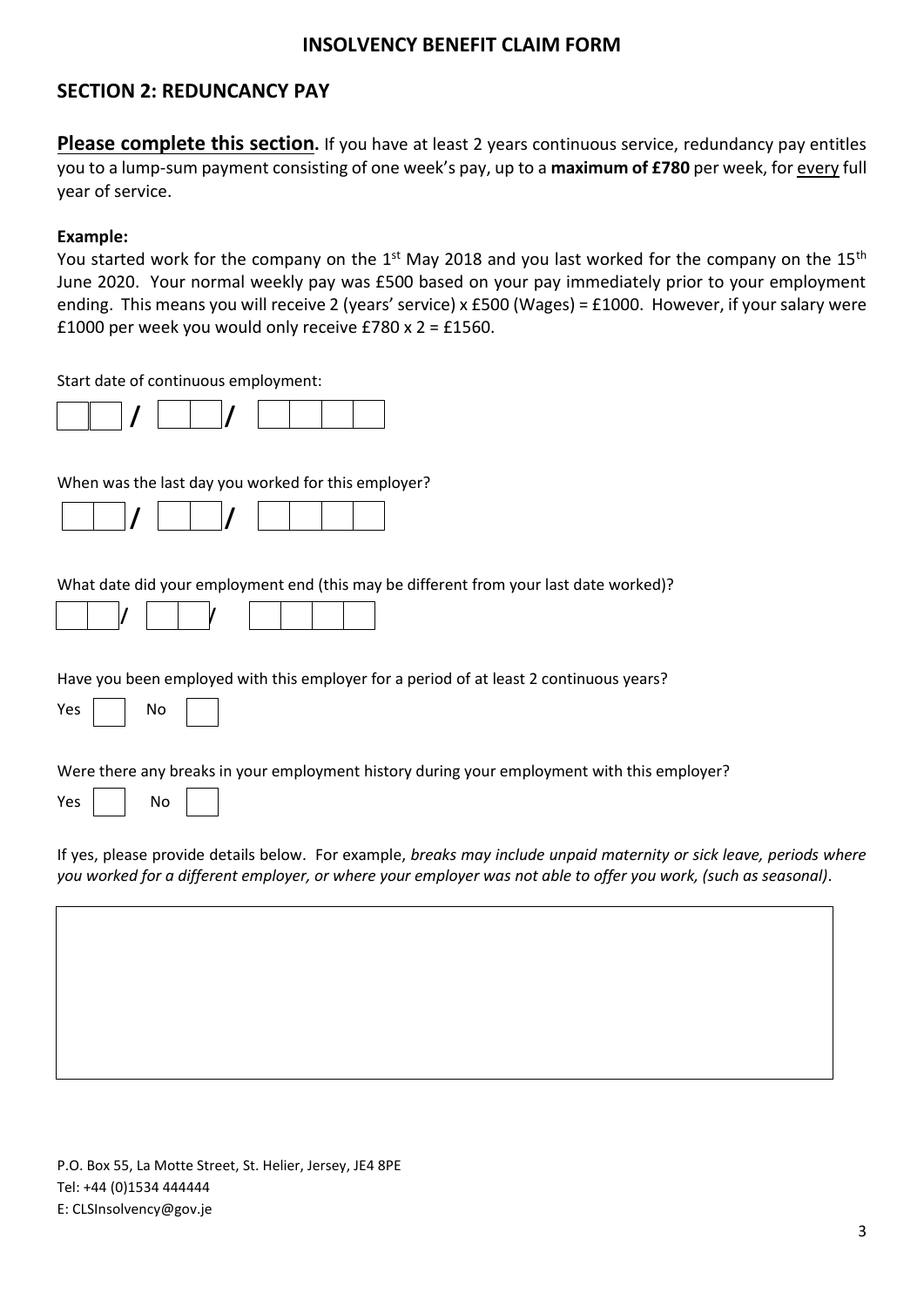# INSOLVENCY BENEFIT CLAIM FORM

## SECTION 2: REDUNCANCY PAY

**Please complete this section.** If you have at least 2 years continuous service, redundancy pay entitles you to a lump-sum payment consisting of one week's pay, up to a **maximum of £780** per week, for every full year of service.

**Example:**

You started work for the company on the 1st May 2018 and you last worked for the company on the 15th June 2020. Your normal weekly pay was £500 based on your pay immediately prior to your employment ending. This means you will receive 2 (years' service) x £500 (Wages) = £1000. However, if your salary were £1000 per week you would only receive £780 x 2 = £1560.

Start date of continuous employment:

☐☐ / ☐☐ / ☐☐☐☐

When was the last day you worked for this employer?

☐☐ / ☐☐ / ☐☐☐☐

What date did your employment end (this may be different from your last date worked)?

☐☐ / ☐☐ / ☐☐☐☐

Have you been employed with this employer for a period of at least 2 continuous years?

Yes ☐ No ☐

Were there any breaks in your employment history during your employment with this employer?

Yes ☐ No ☐

If yes, please provide details below. For example, *breaks may include unpaid maternity or sick leave, periods where you worked for a different employer, or where your employer was not able to offer you work, (such as seasonal)*.

| |
|---|
| |

P.O. Box 55, La Motte Street, St. Helier, Jersey, JE4 8PE
Tel: +44 (0)1534 444444
E: CLSInsolvency@gov.je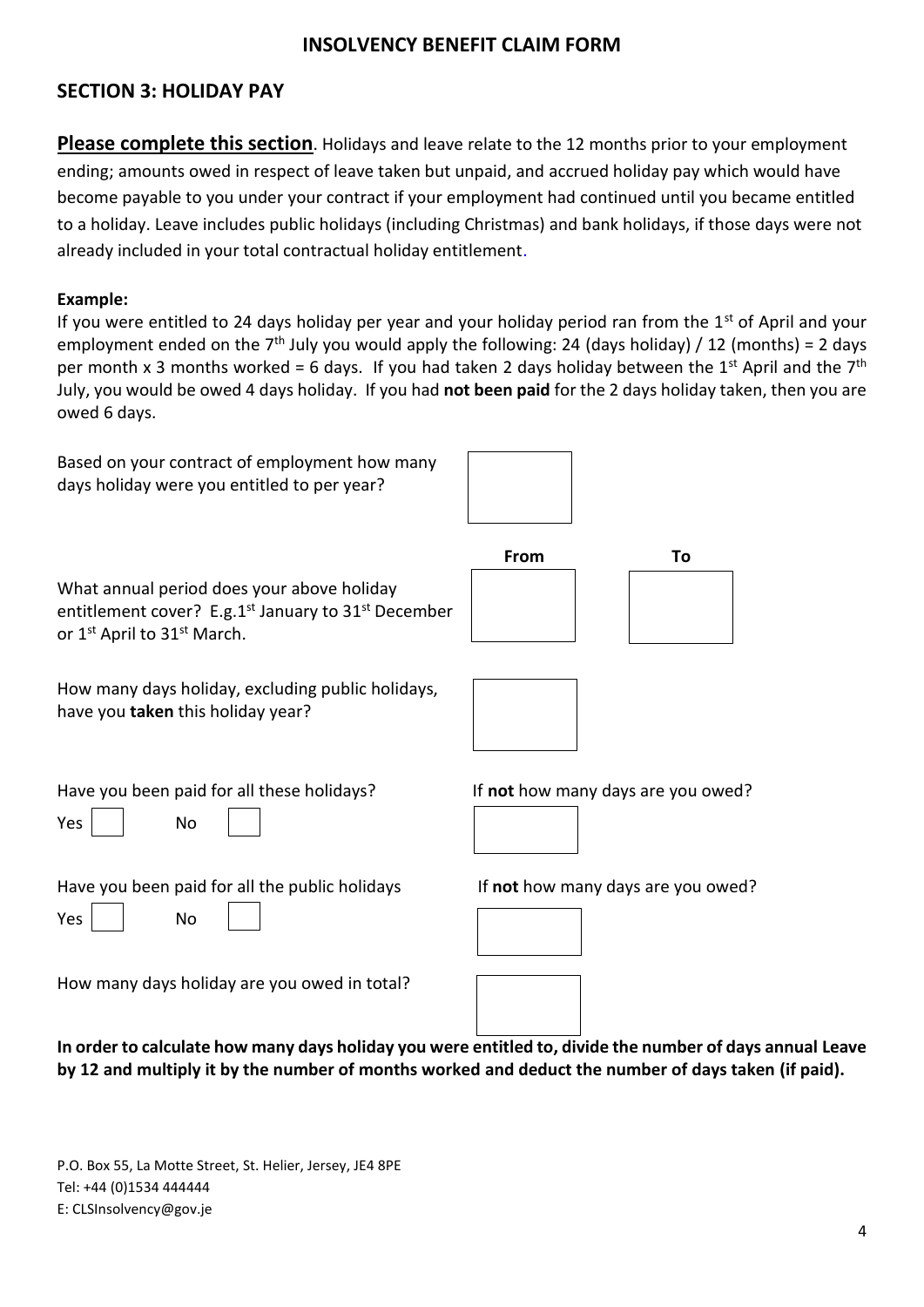## INSOLVENCY BENEFIT CLAIM FORM

## SECTION 3: HOLIDAY PAY

**Please complete this section**. Holidays and leave relate to the 12 months prior to your employment ending; amounts owed in respect of leave taken but unpaid, and accrued holiday pay which would have become payable to you under your contract if your employment had continued until you became entitled to a holiday. Leave includes public holidays (including Christmas) and bank holidays, if those days were not already included in your total contractual holiday entitlement.

**Example:**

If you were entitled to 24 days holiday per year and your holiday period ran from the 1st of April and your employment ended on the 7th July you would apply the following: 24 (days holiday) / 12 (months) = 2 days per month x 3 months worked = 6 days. If you had taken 2 days holiday between the 1st April and the 7th July, you would be owed 4 days holiday. If you had **not been paid** for the 2 days holiday taken, then you are owed 6 days.

Based on your contract of employment how many days holiday were you entitled to per year? [ ]

What annual period does your above holiday entitlement cover? E.g.1st January to 31st December or 1st April to 31st March.

| From | To |
|---|---|
| | |

How many days holiday, excluding public holidays, have you **taken** this holiday year? [ ]

Have you been paid for all these holidays?

Yes [ ] No [ ]

If **not** how many days are you owed? [ ]

Have you been paid for all the public holidays

Yes [ ] No [ ]

If **not** how many days are you owed? [ ]

How many days holiday are you owed in total? [ ]

**In order to calculate how many days holiday you were entitled to, divide the number of days annual Leave by 12 and multiply it by the number of months worked and deduct the number of days taken (if paid).**

P.O. Box 55, La Motte Street, St. Helier, Jersey, JE4 8PE
Tel: +44 (0)1534 444444
E: CLSInsolvency@gov.je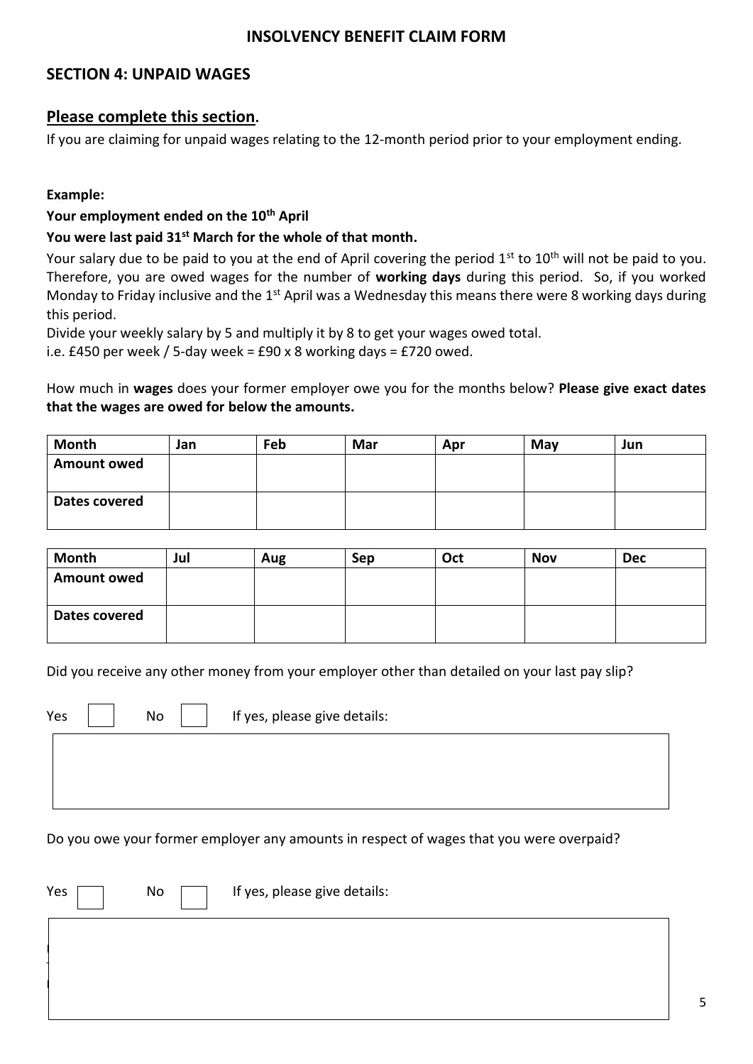# INSOLVENCY BENEFIT CLAIM FORM

## SECTION 4: UNPAID WAGES

### Please complete this section.

If you are claiming for unpaid wages relating to the 12-month period prior to your employment ending.

**Example:**

**Your employment ended on the 10th April**

**You were last paid 31st March for the whole of that month.**

Your salary due to be paid to you at the end of April covering the period 1st to 10th will not be paid to you. Therefore, you are owed wages for the number of **working days** during this period. So, if you worked Monday to Friday inclusive and the 1st April was a Wednesday this means there were 8 working days during this period.

Divide your weekly salary by 5 and multiply it by 8 to get your wages owed total.

i.e. £450 per week / 5-day week = £90 x 8 working days = £720 owed.

How much in **wages** does your former employer owe you for the months below? **Please give exact dates that the wages are owed for below the amounts.**

| Month | Jan | Feb | Mar | Apr | May | Jun |
|---|---|---|---|---|---|---|
| Amount owed | | | | | | |
| Dates covered | | | | | | |

| Month | Jul | Aug | Sep | Oct | Nov | Dec |
|---|---|---|---|---|---|---|
| Amount owed | | | | | | |
| Dates covered | | | | | | |

Did you receive any other money from your employer other than detailed on your last pay slip?

Yes ☐ No ☐ If yes, please give details:

| |
|---|
| |

Do you owe your former employer any amounts in respect of wages that you were overpaid?

Yes ☐ No ☐ If yes, please give details:

| |
|---|
| |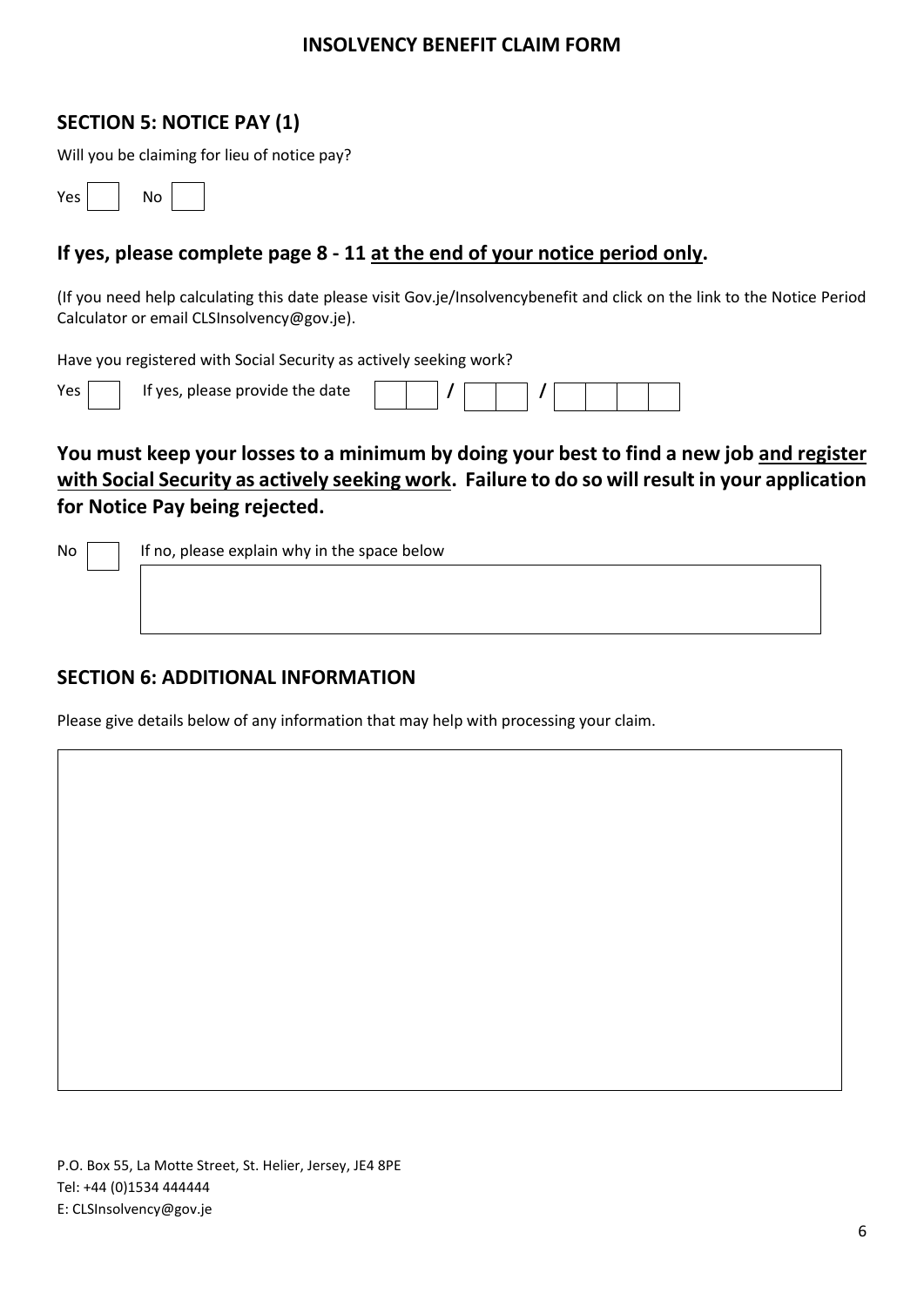## INSOLVENCY BENEFIT CLAIM FORM

### SECTION 5: NOTICE PAY (1)

Will you be claiming for lieu of notice pay?

Yes ☐ No ☐

### If yes, please complete page 8 - 11 <u>at the end of your notice period only</u>.

(If you need help calculating this date please visit Gov.je/Insolvencybenefit and click on the link to the Notice Period Calculator or email CLSInsolvency@gov.je).

Have you registered with Social Security as actively seeking work?

Yes ☐ If yes, please provide the date ☐☐ / ☐☐ / ☐☐☐☐

### You must keep your losses to a minimum by doing your best to find a new job <u>and register with Social Security as actively seeking work</u>. Failure to do so will result in your application for Notice Pay being rejected.

No ☐ If no, please explain why in the space below

### SECTION 6: ADDITIONAL INFORMATION

Please give details below of any information that may help with processing your claim.

P.O. Box 55, La Motte Street, St. Helier, Jersey, JE4 8PE
Tel: +44 (0)1534 444444
E: CLSInsolvency@gov.je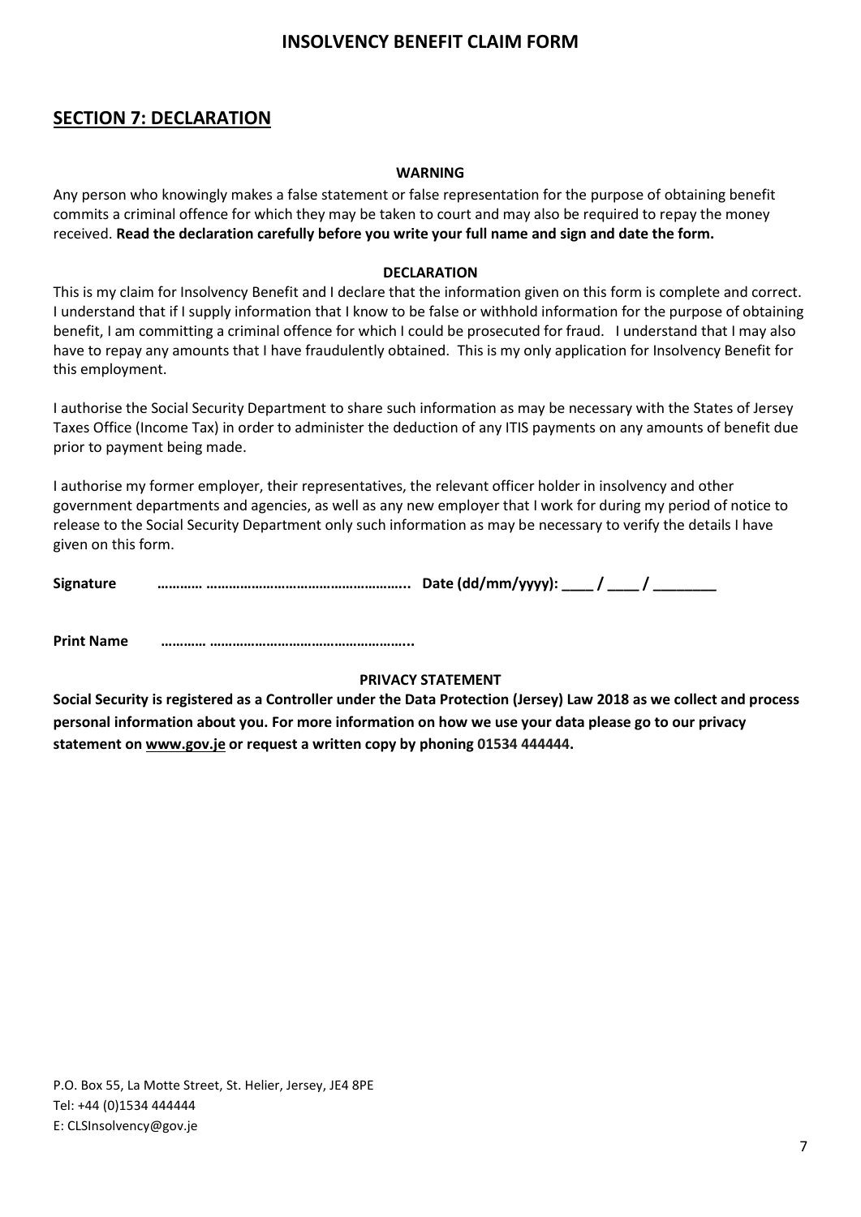## SECTION 7: DECLARATION

**WARNING**

Any person who knowingly makes a false statement or false representation for the purpose of obtaining benefit commits a criminal offence for which they may be taken to court and may also be required to repay the money received. **Read the declaration carefully before you write your full name and sign and date the form.**

**DECLARATION**

This is my claim for Insolvency Benefit and I declare that the information given on this form is complete and correct. I understand that if I supply information that I know to be false or withhold information for the purpose of obtaining benefit, I am committing a criminal offence for which I could be prosecuted for fraud. I understand that I may also have to repay any amounts that I have fraudulently obtained. This is my only application for Insolvency Benefit for this employment.

I authorise the Social Security Department to share such information as may be necessary with the States of Jersey Taxes Office (Income Tax) in order to administer the deduction of any ITIS payments on any amounts of benefit due prior to payment being made.

I authorise my former employer, their representatives, the relevant officer holder in insolvency and other government departments and agencies, as well as any new employer that I work for during my period of notice to release to the Social Security Department only such information as may be necessary to verify the details I have given on this form.

**Signature** ………… …………………………………………….. **Date (dd/mm/yyyy): ____ / ____ / ________**

**Print Name** ………… ……………………………………………..

**PRIVACY STATEMENT**

**Social Security is registered as a Controller under the Data Protection (Jersey) Law 2018 as we collect and process personal information about you. For more information on how we use your data please go to our privacy statement on www.gov.je or request a written copy by phoning 01534 444444.**

P.O. Box 55, La Motte Street, St. Helier, Jersey, JE4 8PE
Tel: +44 (0)1534 444444
E: CLSInsolvency@gov.je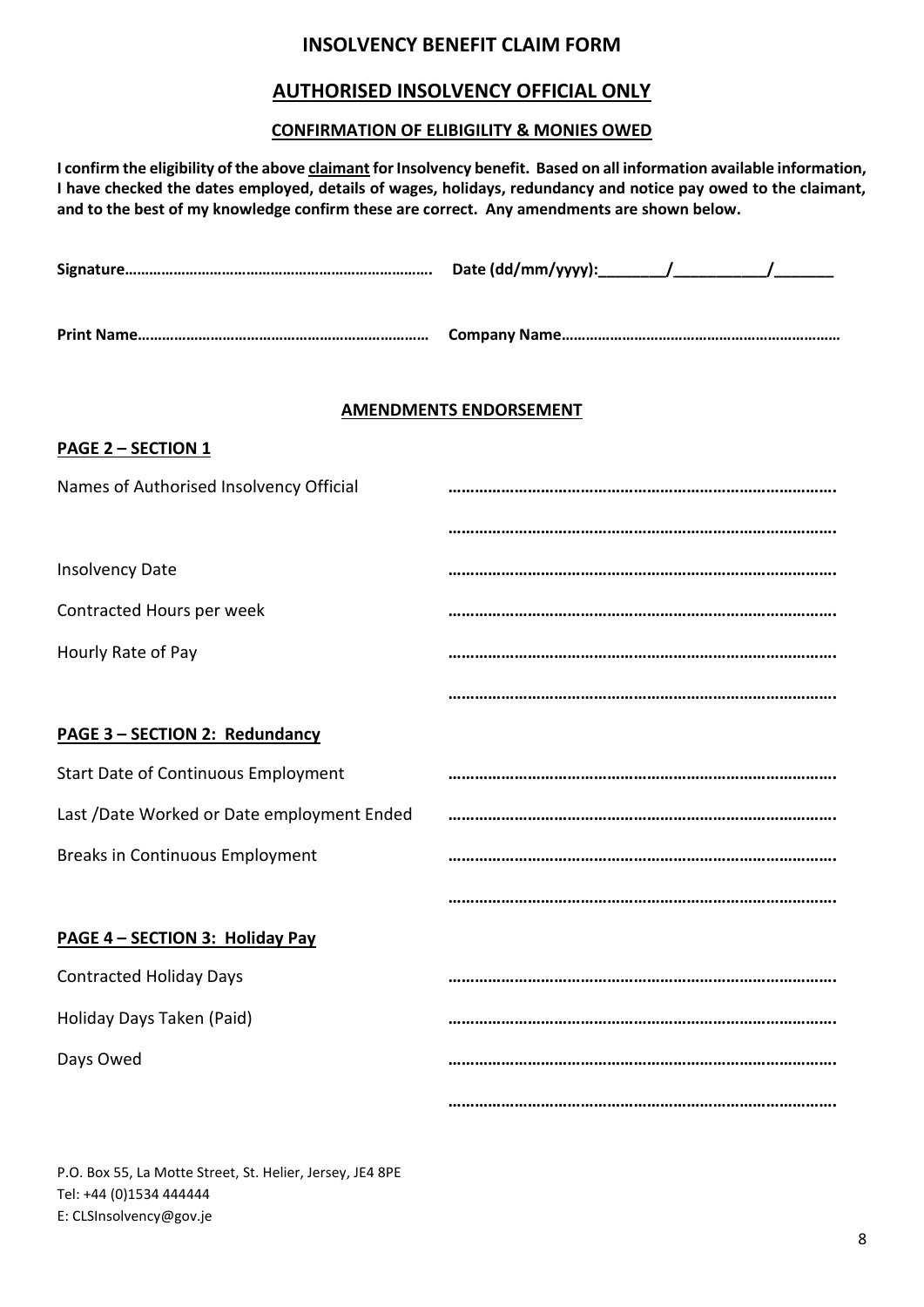# INSOLVENCY BENEFIT CLAIM FORM

## AUTHORISED INSOLVENCY OFFICIAL ONLY

### CONFIRMATION OF ELIBIGILITY & MONIES OWED

**I confirm the eligibility of the above claimant for Insolvency benefit. Based on all information available information, I have checked the dates employed, details of wages, holidays, redundancy and notice pay owed to the claimant, and to the best of my knowledge confirm these are correct. Any amendments are shown below.**

**Signature………………………………………………………………..** **Date (dd/mm/yyyy):________/___________/_______**

**Print Name……………………………………………………………** **Company Name…………………………………………………………**

### AMENDMENTS ENDORSEMENT

**PAGE 2 – SECTION 1**

Names of Authorised Insolvency Official ……………………………………………………………………………

……………………………………………………………………………

Insolvency Date ……………………………………………………………………………

Contracted Hours per week ……………………………………………………………………………

Hourly Rate of Pay ……………………………………………………………………………

……………………………………………………………………………

**PAGE 3 – SECTION 2: Redundancy**

Start Date of Continuous Employment ……………………………………………………………………………

Last /Date Worked or Date employment Ended ……………………………………………………………………………

Breaks in Continuous Employment ……………………………………………………………………………

……………………………………………………………………………

**PAGE 4 – SECTION 3: Holiday Pay**

Contracted Holiday Days ……………………………………………………………………………

Holiday Days Taken (Paid) ……………………………………………………………………………

Days Owed ……………………………………………………………………………

……………………………………………………………………………

P.O. Box 55, La Motte Street, St. Helier, Jersey, JE4 8PE
Tel: +44 (0)1534 444444
E: CLSInsolvency@gov.je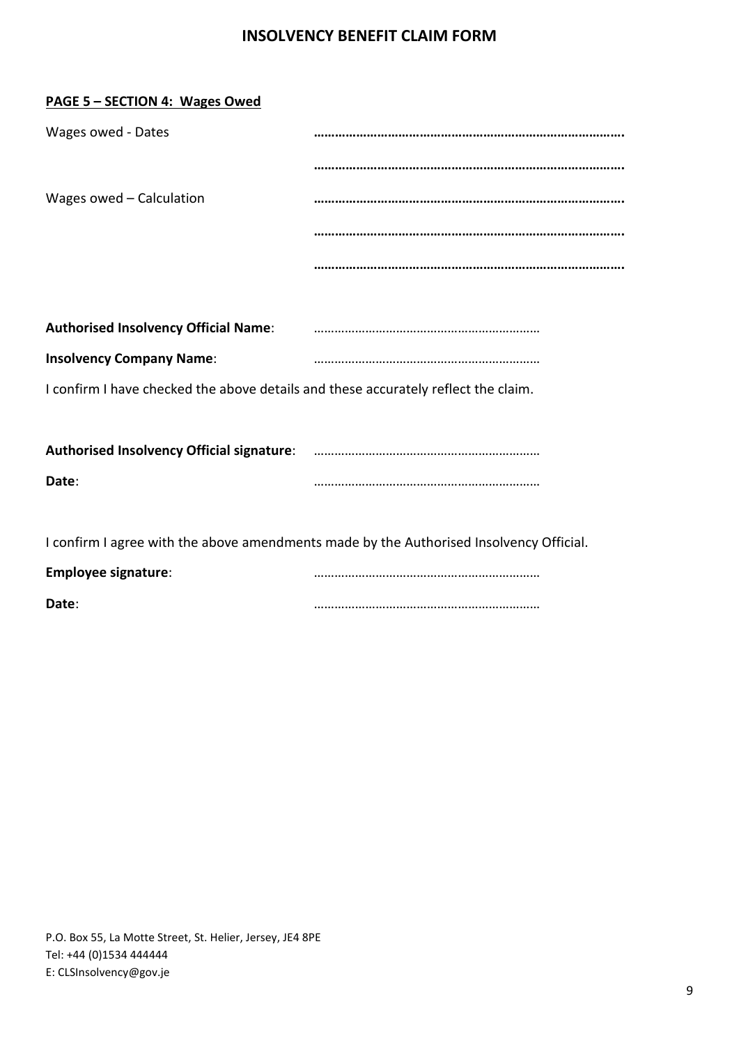# INSOLVENCY BENEFIT CLAIM FORM

**PAGE 5 – SECTION 4: Wages Owed**

Wages owed - Dates ………………………………………………………………………….

………………………………………………………………………….

Wages owed – Calculation ………………………………………………………………………….

………………………………………………………………………….

………………………………………………………………………….

**Authorised Insolvency Official Name**: …………………………………………………………

**Insolvency Company Name**: …………………………………………………………

I confirm I have checked the above details and these accurately reflect the claim.

**Authorised Insolvency Official signature**: …………………………………………………………

**Date**: …………………………………………………………

I confirm I agree with the above amendments made by the Authorised Insolvency Official.

**Employee signature**: …………………………………………………………

**Date**: …………………………………………………………

P.O. Box 55, La Motte Street, St. Helier, Jersey, JE4 8PE
Tel: +44 (0)1534 444444
E: CLSInsolvency@gov.je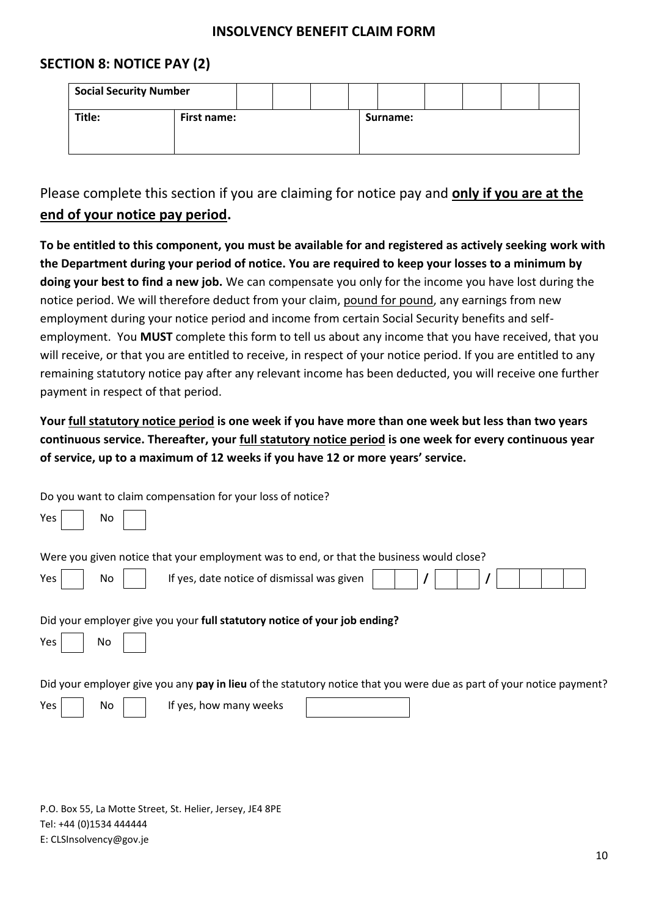**INSOLVENCY BENEFIT CLAIM FORM**

## SECTION 8: NOTICE PAY (2)

| **Social Security Number** | | | | | | | | | |
|---|---|---|---|---|---|---|---|---|---|
| **Title:** | **First name:** | | | | **Surname:** | | | | |

Please complete this section if you are claiming for notice pay and **only if you are at the end of your notice pay period**.

**To be entitled to this component, you must be available for and registered as actively seeking work with the Department during your period of notice. You are required to keep your losses to a minimum by doing your best to find a new job.** We can compensate you only for the income you have lost during the notice period. We will therefore deduct from your claim, pound for pound, any earnings from new employment during your notice period and income from certain Social Security benefits and self-employment. You **MUST** complete this form to tell us about any income that you have received, that you will receive, or that you are entitled to receive, in respect of your notice period. If you are entitled to any remaining statutory notice pay after any relevant income has been deducted, you will receive one further payment in respect of that period.

**Your full statutory notice period is one week if you have more than one week but less than two years continuous service. Thereafter, your full statutory notice period is one week for every continuous year of service, up to a maximum of 12 weeks if you have 12 or more years' service.**

Do you want to claim compensation for your loss of notice?

Yes ☐ No ☐

Were you given notice that your employment was to end, or that the business would close?

Yes ☐ No ☐ If yes, date notice of dismissal was given ☐☐ / ☐☐ / ☐☐☐☐

Did your employer give you your **full statutory notice of your job ending?**

Yes ☐ No ☐

Did your employer give you any **pay in lieu** of the statutory notice that you were due as part of your notice payment?

Yes ☐ No ☐ If yes, how many weeks ☐

P.O. Box 55, La Motte Street, St. Helier, Jersey, JE4 8PE
Tel: +44 (0)1534 444444
E: CLSInsolvency@gov.je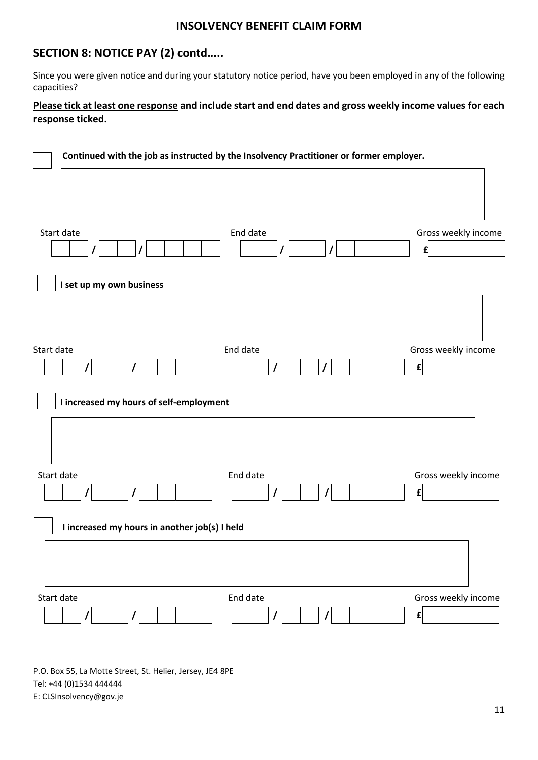# INSOLVENCY BENEFIT CLAIM FORM

## SECTION 8: NOTICE PAY (2) contd…..

Since you were given notice and during your statutory notice period, have you been employed in any of the following capacities?

**Please tick at least one response and include start and end dates and gross weekly income values for each response ticked.**

☐ **Continued with the job as instructed by the Insolvency Practitioner or former employer.**

| Start date | End date | Gross weekly income |
|---|---|---|
| __ __ / __ __ / __ __ __ __ | __ __ / __ __ / __ __ __ __ | £ |

☐ **I set up my own business**

| Start date | End date | Gross weekly income |
|---|---|---|
| __ __ / __ __ / __ __ __ __ | __ __ / __ __ / __ __ __ __ | £ |

☐ **I increased my hours of self-employment**

| Start date | End date | Gross weekly income |
|---|---|---|
| __ __ / __ __ / __ __ __ __ | __ __ / __ __ / __ __ __ __ | £ |

☐ **I increased my hours in another job(s) I held**

| Start date | End date | Gross weekly income |
|---|---|---|
| __ __ / __ __ / __ __ __ __ | __ __ / __ __ / __ __ __ __ | £ |

P.O. Box 55, La Motte Street, St. Helier, Jersey, JE4 8PE
Tel: +44 (0)1534 444444
E: CLSInsolvency@gov.je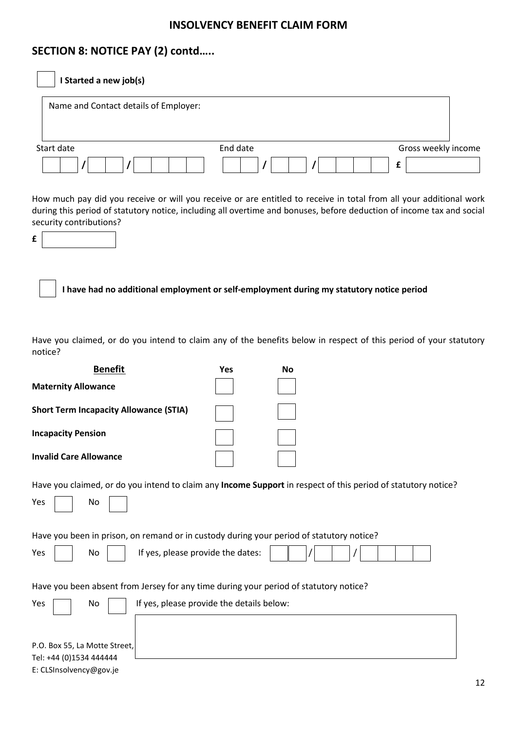# INSOLVENCY BENEFIT CLAIM FORM

## SECTION 8: NOTICE PAY (2) contd…..

☐ **I Started a new job(s)**

Name and Contact details of Employer:

| Start date | End date | Gross weekly income |
|---|---|---|
| __ __ / __ __ / __ __ __ __ | __ __ / __ __ / __ __ __ __ | £ |

How much pay did you receive or will you receive or are entitled to receive in total from all your additional work during this period of statutory notice, including all overtime and bonuses, before deduction of income tax and social security contributions?

£

☐ **I have had no additional employment or self-employment during my statutory notice period**

Have you claimed, or do you intend to claim any of the benefits below in respect of this period of your statutory notice?

| Benefit | Yes | No |
|---|---|---|
| **Maternity Allowance** | ☐ | ☐ |
| **Short Term Incapacity Allowance (STIA)** | ☐ | ☐ |
| **Incapacity Pension** | ☐ | ☐ |
| **Invalid Care Allowance** | ☐ | ☐ |

Have you claimed, or do you intend to claim any **Income Support** in respect of this period of statutory notice?

Yes ☐ No ☐

Have you been in prison, on remand or in custody during your period of statutory notice?

Yes ☐ No ☐ If yes, please provide the dates: __ __ / __ __ / __ __ __ __

Have you been absent from Jersey for any time during your period of statutory notice?

Yes ☐ No ☐ If yes, please provide the details below:

P.O. Box 55, La Motte Street,
Tel: +44 (0)1534 444444
E: CLSInsolvency@gov.je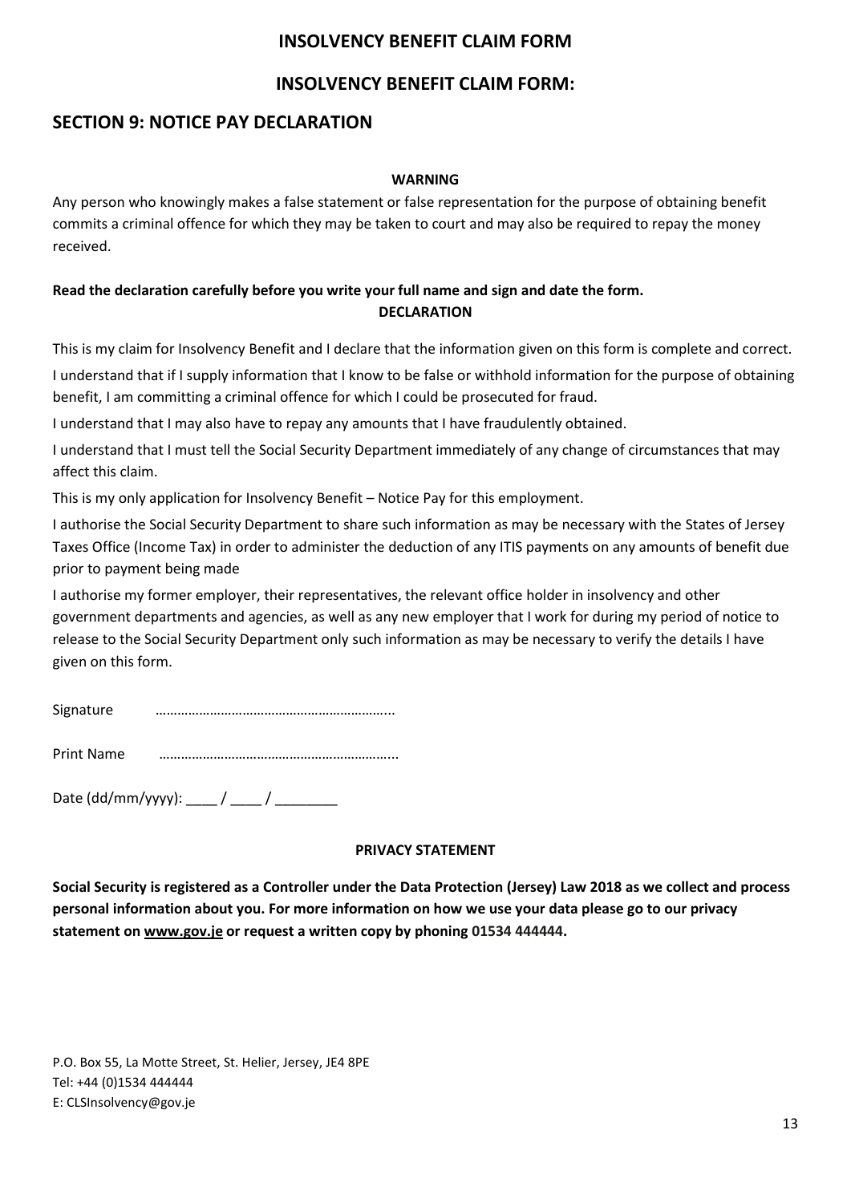# INSOLVENCY BENEFIT CLAIM FORM

## INSOLVENCY BENEFIT CLAIM FORM:

## SECTION 9: NOTICE PAY DECLARATION

**WARNING**

Any person who knowingly makes a false statement or false representation for the purpose of obtaining benefit commits a criminal offence for which they may be taken to court and may also be required to repay the money received.

**Read the declaration carefully before you write your full name and sign and date the form.**

**DECLARATION**

This is my claim for Insolvency Benefit and I declare that the information given on this form is complete and correct.

I understand that if I supply information that I know to be false or withhold information for the purpose of obtaining benefit, I am committing a criminal offence for which I could be prosecuted for fraud.

I understand that I may also have to repay any amounts that I have fraudulently obtained.

I understand that I must tell the Social Security Department immediately of any change of circumstances that may affect this claim.

This is my only application for Insolvency Benefit – Notice Pay for this employment.

I authorise the Social Security Department to share such information as may be necessary with the States of Jersey Taxes Office (Income Tax) in order to administer the deduction of any ITIS payments on any amounts of benefit due prior to payment being made

I authorise my former employer, their representatives, the relevant office holder in insolvency and other government departments and agencies, as well as any new employer that I work for during my period of notice to release to the Social Security Department only such information as may be necessary to verify the details I have given on this form.

Signature ………………………………………………………...

Print Name ………………………………………………………...

Date (dd/mm/yyyy): ____ / ____ / ________

**PRIVACY STATEMENT**

**Social Security is registered as a Controller under the Data Protection (Jersey) Law 2018 as we collect and process personal information about you. For more information on how we use your data please go to our privacy statement on www.gov.je or request a written copy by phoning 01534 444444.**

P.O. Box 55, La Motte Street, St. Helier, Jersey, JE4 8PE
Tel: +44 (0)1534 444444
E: CLSInsolvency@gov.je